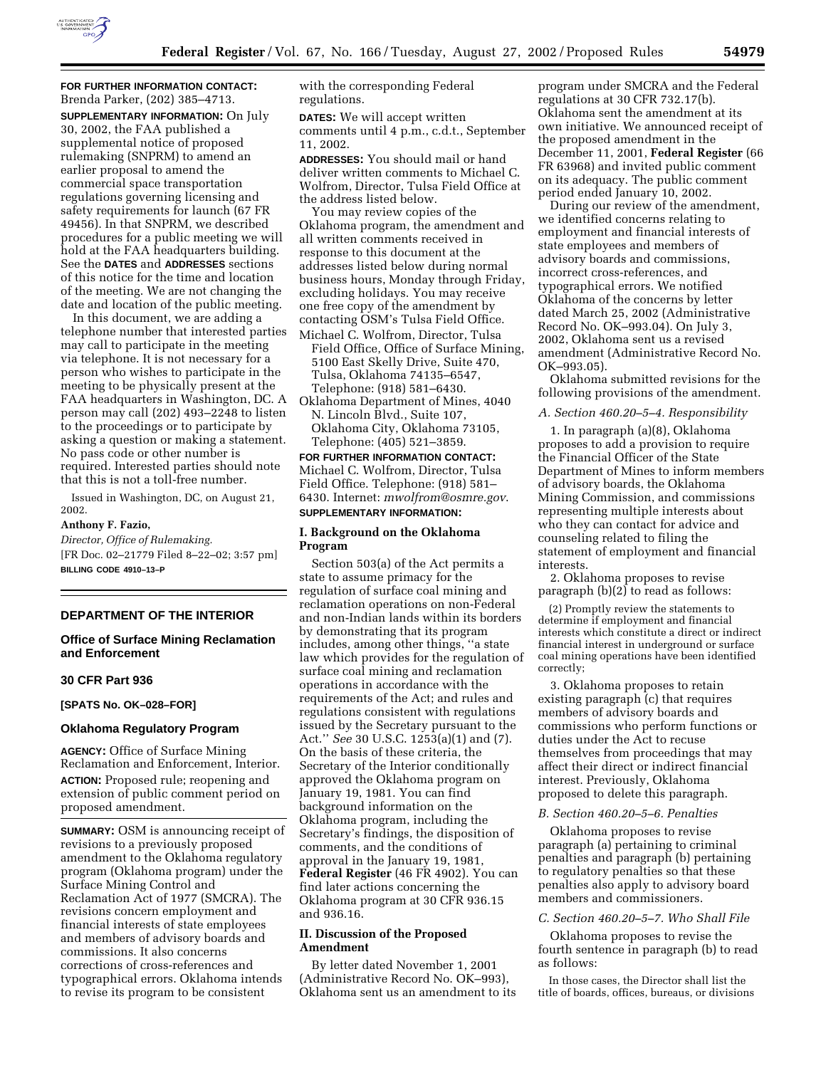**FOR FURTHER INFORMATION CONTACT:** Brenda Parker, (202) 385–4713.

**SUPPLEMENTARY INFORMATION:** On July 30, 2002, the FAA published a supplemental notice of proposed rulemaking (SNPRM) to amend an earlier proposal to amend the commercial space transportation regulations governing licensing and safety requirements for launch (67 FR 49456). In that SNPRM, we described procedures for a public meeting we will hold at the FAA headquarters building. See the **DATES** and **ADDRESSES** sections of this notice for the time and location of the meeting. We are not changing the date and location of the public meeting.

In this document, we are adding a telephone number that interested parties may call to participate in the meeting via telephone. It is not necessary for a person who wishes to participate in the meeting to be physically present at the FAA headquarters in Washington, DC. A person may call (202) 493–2248 to listen to the proceedings or to participate by asking a question or making a statement. No pass code or other number is required. Interested parties should note that this is not a toll-free number.

Issued in Washington, DC, on August 21, 2002.

**Anthony F. Fazio,**

*Director, Office of Rulemaking.*

[FR Doc. 02–21779 Filed 8–22–02; 3:57 pm]

**BILLING CODE 4910–13–P**

---

## DEPARTMENT OF THE INTERIOR

### Office of Surface Mining Reclamation and Enforcement

### 30 CFR Part 936

**[SPATS No. OK–028–FOR]**

### Oklahoma Regulatory Program

**AGENCY:** Office of Surface Mining Reclamation and Enforcement, Interior.

**ACTION:** Proposed rule; reopening and extension of public comment period on proposed amendment.

**SUMMARY:** OSM is announcing receipt of revisions to a previously proposed amendment to the Oklahoma regulatory program (Oklahoma program) under the Surface Mining Control and Reclamation Act of 1977 (SMCRA). The revisions concern employment and financial interests of state employees and members of advisory boards and commissions. It also concerns corrections of cross-references and typographical errors. Oklahoma intends to revise its program to be consistent with the corresponding Federal regulations.

**DATES:** We will accept written comments until 4 p.m., c.d.t., September 11, 2002.

**ADDRESSES:** You should mail or hand deliver written comments to Michael C. Wolfrom, Director, Tulsa Field Office at the address listed below.

You may review copies of the Oklahoma program, the amendment and all written comments received in response to this document at the addresses listed below during normal business hours, Monday through Friday, excluding holidays. You may receive one free copy of the amendment by contacting OSM's Tulsa Field Office.

Michael C. Wolfrom, Director, Tulsa Field Office, Office of Surface Mining, 5100 East Skelly Drive, Suite 470, Tulsa, Oklahoma 74135–6547, Telephone: (918) 581–6430.

Oklahoma Department of Mines, 4040 N. Lincoln Blvd., Suite 107, Oklahoma City, Oklahoma 73105, Telephone: (405) 521–3859.

**FOR FURTHER INFORMATION CONTACT:** Michael C. Wolfrom, Director, Tulsa Field Office. Telephone: (918) 581–6430. Internet: *mwolfrom@osmre.gov*.

**SUPPLEMENTARY INFORMATION:**

### I. Background on the Oklahoma Program

Section 503(a) of the Act permits a state to assume primacy for the regulation of surface coal mining and reclamation operations on non-Federal and non-Indian lands within its borders by demonstrating that its program includes, among other things, "a state law which provides for the regulation of surface coal mining and reclamation operations in accordance with the requirements of the Act; and rules and regulations consistent with regulations issued by the Secretary pursuant to the Act." *See* 30 U.S.C. 1253(a)(1) and (7). On the basis of these criteria, the Secretary of the Interior conditionally approved the Oklahoma program on January 19, 1981. You can find background information on the Oklahoma program, including the Secretary's findings, the disposition of comments, and the conditions of approval in the January 19, 1981, **Federal Register** (46 FR 4902). You can find later actions concerning the Oklahoma program at 30 CFR 936.15 and 936.16.

### II. Discussion of the Proposed Amendment

By letter dated November 1, 2001 (Administrative Record No. OK–993), Oklahoma sent us an amendment to its program under SMCRA and the Federal regulations at 30 CFR 732.17(b). Oklahoma sent the amendment at its own initiative. We announced receipt of the proposed amendment in the December 11, 2001, **Federal Register** (66 FR 63968) and invited public comment on its adequacy. The public comment period ended January 10, 2002.

During our review of the amendment, we identified concerns relating to employment and financial interests of state employees and members of advisory boards and commissions, incorrect cross-references, and typographical errors. We notified Oklahoma of the concerns by letter dated March 25, 2002 (Administrative Record No. OK–993.04). On July 3, 2002, Oklahoma sent us a revised amendment (Administrative Record No. OK–993.05).

Oklahoma submitted revisions for the following provisions of the amendment.

*A. Section 460.20–5–4. Responsibility*

1. In paragraph (a)(8), Oklahoma proposes to add a provision to require the Financial Officer of the State Department of Mines to inform members of advisory boards, the Oklahoma Mining Commission, and commissions representing multiple interests about who they can contact for advice and counseling related to filing the statement of employment and financial interests.

2. Oklahoma proposes to revise paragraph (b)(2) to read as follows:

> (2) Promptly review the statements to determine if employment and financial interests which constitute a direct or indirect financial interest in underground or surface coal mining operations have been identified correctly;

3. Oklahoma proposes to retain existing paragraph (c) that requires members of advisory boards and commissions who perform functions or duties under the Act to recuse themselves from proceedings that may affect their direct or indirect financial interest. Previously, Oklahoma proposed to delete this paragraph.

*B. Section 460.20–5–6. Penalties*

Oklahoma proposes to revise paragraph (a) pertaining to criminal penalties and paragraph (b) pertaining to regulatory penalties so that these penalties also apply to advisory board members and commissioners.

*C. Section 460.20–5–7. Who Shall File*

Oklahoma proposes to revise the fourth sentence in paragraph (b) to read as follows:

> In those cases, the Director shall list the title of boards, offices, bureaus, or divisions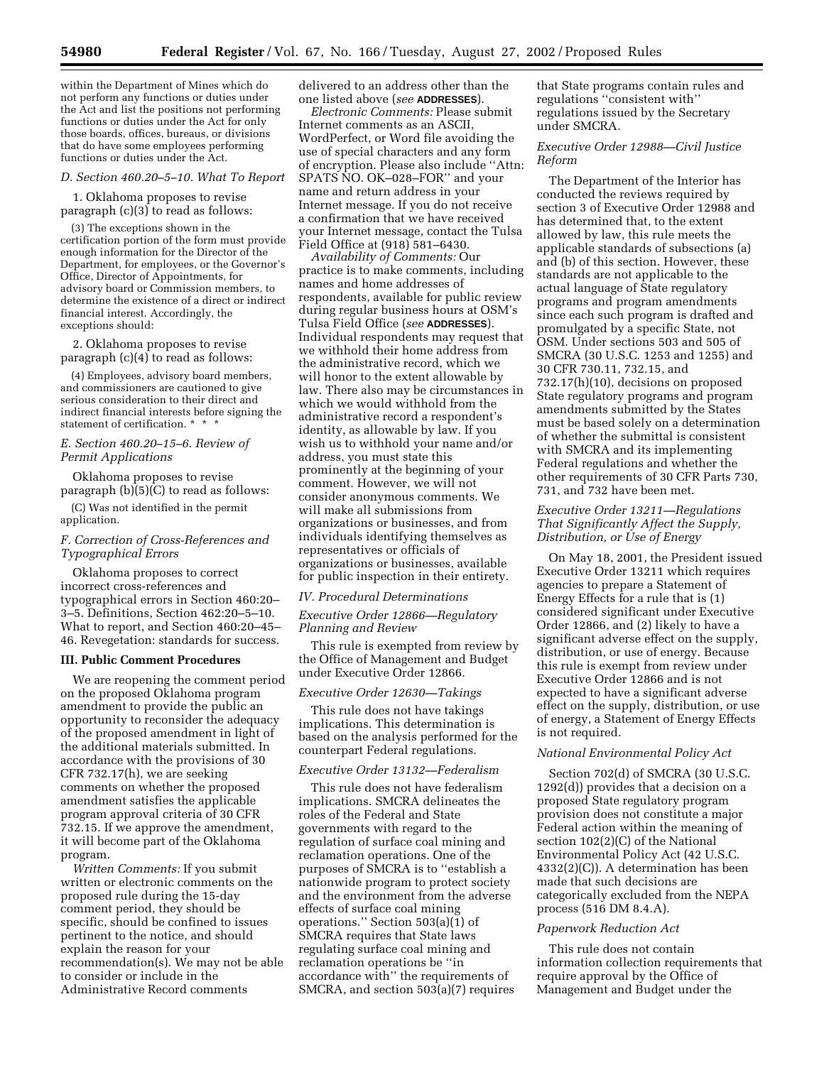within the Department of Mines which do not perform any functions or duties under the Act and list the positions not performing functions or duties under the Act for only those boards, offices, bureaus, or divisions that do have some employees performing functions or duties under the Act.

*D. Section 460.20–5–10. What To Report*

1. Oklahoma proposes to revise paragraph (c)(3) to read as follows:

(3) The exceptions shown in the certification portion of the form must provide enough information for the Director of the Department, for employees, or the Governor's Office, Director of Appointments, for advisory board or Commission members, to determine the existence of a direct or indirect financial interest. Accordingly, the exceptions should:

2. Oklahoma proposes to revise paragraph (c)(4) to read as follows:

(4) Employees, advisory board members, and commissioners are cautioned to give serious consideration to their direct and indirect financial interests before signing the statement of certification. * * *

*E. Section 460.20–15–6. Review of Permit Applications*

Oklahoma proposes to revise paragraph (b)(5)(C) to read as follows:

(C) Was not identified in the permit application.

*F. Correction of Cross-References and Typographical Errors*

Oklahoma proposes to correct incorrect cross-references and typographical errors in Section 460:20–3–5. Definitions, Section 462:20–5–10. What to report, and Section 460:20–45–46. Revegetation: standards for success.

**III. Public Comment Procedures**

We are reopening the comment period on the proposed Oklahoma program amendment to provide the public an opportunity to reconsider the adequacy of the proposed amendment in light of the additional materials submitted. In accordance with the provisions of 30 CFR 732.17(h), we are seeking comments on whether the proposed amendment satisfies the applicable program approval criteria of 30 CFR 732.15. If we approve the amendment, it will become part of the Oklahoma program.

*Written Comments:* If you submit written or electronic comments on the proposed rule during the 15-day comment period, they should be specific, should be confined to issues pertinent to the notice, and should explain the reason for your recommendation(s). We may not be able to consider or include in the Administrative Record comments delivered to an address other than the one listed above (*see* **ADDRESSES**).

*Electronic Comments:* Please submit Internet comments as an ASCII, WordPerfect, or Word file avoiding the use of special characters and any form of encryption. Please also include ''Attn: SPATS NO. OK–028–FOR'' and your name and return address in your Internet message. If you do not receive a confirmation that we have received your Internet message, contact the Tulsa Field Office at (918) 581–6430.

*Availability of Comments:* Our practice is to make comments, including names and home addresses of respondents, available for public review during regular business hours at OSM's Tulsa Field Office (*see* **ADDRESSES**). Individual respondents may request that we withhold their home address from the administrative record, which we will honor to the extent allowable by law. There also may be circumstances in which we would withhold from the administrative record a respondent's identity, as allowable by law. If you wish us to withhold your name and/or address, you must state this prominently at the beginning of your comment. However, we will not consider anonymous comments. We will make all submissions from organizations or businesses, and from individuals identifying themselves as representatives or officials of organizations or businesses, available for public inspection in their entirety.

*IV. Procedural Determinations*

*Executive Order 12866—Regulatory Planning and Review*

This rule is exempted from review by the Office of Management and Budget under Executive Order 12866.

*Executive Order 12630—Takings*

This rule does not have takings implications. This determination is based on the analysis performed for the counterpart Federal regulations.

*Executive Order 13132—Federalism*

This rule does not have federalism implications. SMCRA delineates the roles of the Federal and State governments with regard to the regulation of surface coal mining and reclamation operations. One of the purposes of SMCRA is to ''establish a nationwide program to protect society and the environment from the adverse effects of surface coal mining operations.'' Section 503(a)(1) of SMCRA requires that State laws regulating surface coal mining and reclamation operations be ''in accordance with'' the requirements of SMCRA, and section 503(a)(7) requires that State programs contain rules and regulations ''consistent with'' regulations issued by the Secretary under SMCRA.

*Executive Order 12988—Civil Justice Reform*

The Department of the Interior has conducted the reviews required by section 3 of Executive Order 12988 and has determined that, to the extent allowed by law, this rule meets the applicable standards of subsections (a) and (b) of this section. However, these standards are not applicable to the actual language of State regulatory programs and program amendments since each such program is drafted and promulgated by a specific State, not OSM. Under sections 503 and 505 of SMCRA (30 U.S.C. 1253 and 1255) and 30 CFR 730.11, 732.15, and 732.17(h)(10), decisions on proposed State regulatory programs and program amendments submitted by the States must be based solely on a determination of whether the submittal is consistent with SMCRA and its implementing Federal regulations and whether the other requirements of 30 CFR Parts 730, 731, and 732 have been met.

*Executive Order 13211—Regulations That Significantly Affect the Supply, Distribution, or Use of Energy*

On May 18, 2001, the President issued Executive Order 13211 which requires agencies to prepare a Statement of Energy Effects for a rule that is (1) considered significant under Executive Order 12866, and (2) likely to have a significant adverse effect on the supply, distribution, or use of energy. Because this rule is exempt from review under Executive Order 12866 and is not expected to have a significant adverse effect on the supply, distribution, or use of energy, a Statement of Energy Effects is not required.

*National Environmental Policy Act*

Section 702(d) of SMCRA (30 U.S.C. 1292(d)) provides that a decision on a proposed State regulatory program provision does not constitute a major Federal action within the meaning of section 102(2)(C) of the National Environmental Policy Act (42 U.S.C. 4332(2)(C)). A determination has been made that such decisions are categorically excluded from the NEPA process (516 DM 8.4.A).

*Paperwork Reduction Act*

This rule does not contain information collection requirements that require approval by the Office of Management and Budget under the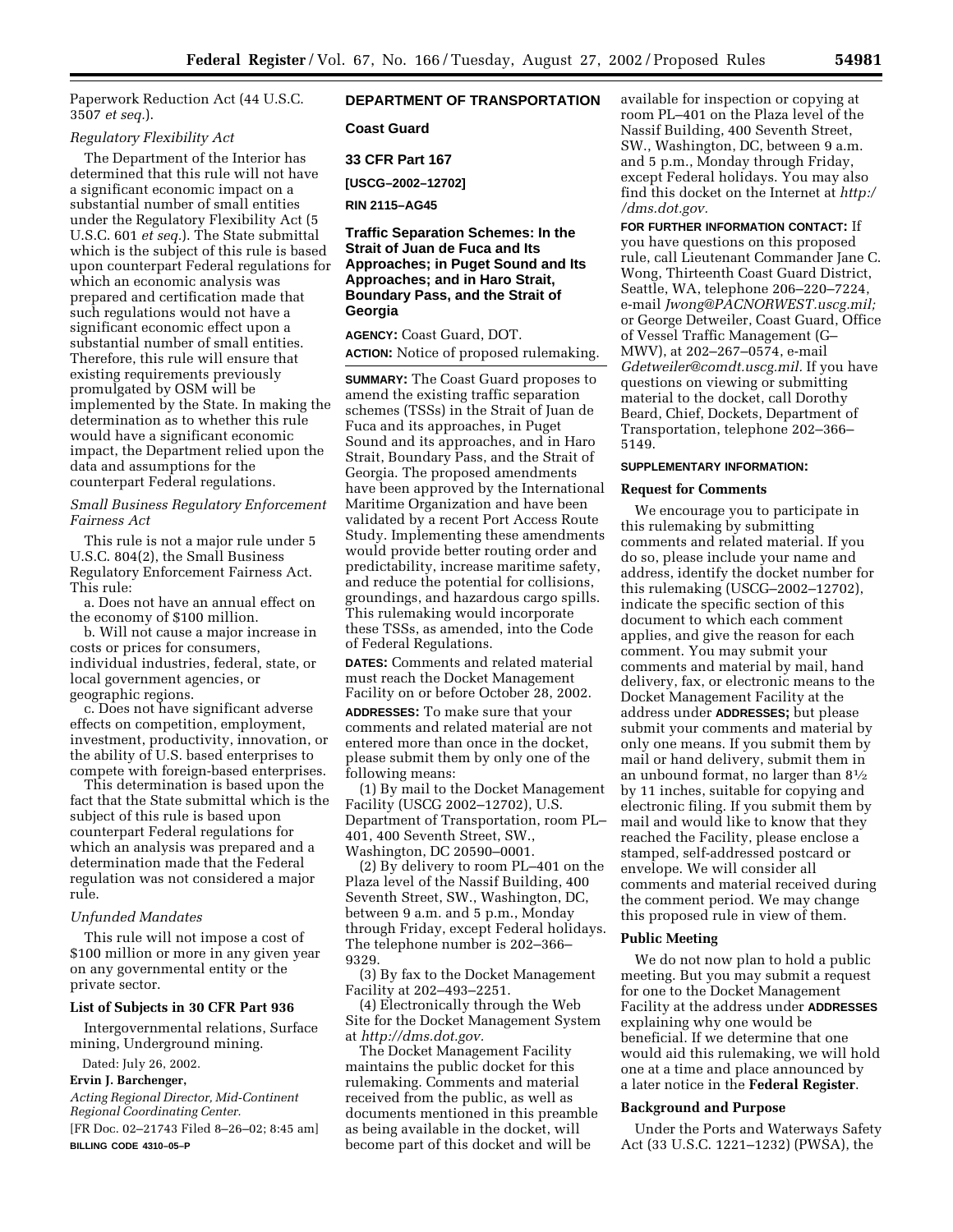Paperwork Reduction Act (44 U.S.C. 3507 *et seq.*).

*Regulatory Flexibility Act*

The Department of the Interior has determined that this rule will not have a significant economic impact on a substantial number of small entities under the Regulatory Flexibility Act (5 U.S.C. 601 *et seq.*). The State submittal which is the subject of this rule is based upon counterpart Federal regulations for which an economic analysis was prepared and certification made that such regulations would not have a significant economic effect upon a substantial number of small entities. Therefore, this rule will ensure that existing requirements previously promulgated by OSM will be implemented by the State. In making the determination as to whether this rule would have a significant economic impact, the Department relied upon the data and assumptions for the counterpart Federal regulations.

*Small Business Regulatory Enforcement Fairness Act*

This rule is not a major rule under 5 U.S.C. 804(2), the Small Business Regulatory Enforcement Fairness Act. This rule:

a. Does not have an annual effect on the economy of $100 million.

b. Will not cause a major increase in costs or prices for consumers, individual industries, federal, state, or local government agencies, or geographic regions.

c. Does not have significant adverse effects on competition, employment, investment, productivity, innovation, or the ability of U.S. based enterprises to compete with foreign-based enterprises.

This determination is based upon the fact that the State submittal which is the subject of this rule is based upon counterpart Federal regulations for which an analysis was prepared and a determination made that the Federal regulation was not considered a major rule.

*Unfunded Mandates*

This rule will not impose a cost of $100 million or more in any given year on any governmental entity or the private sector.

**List of Subjects in 30 CFR Part 936**

Intergovernmental relations, Surface mining, Underground mining.

Dated: July 26, 2002.

**Ervin J. Barchenger,**

*Acting Regional Director, Mid-Continent Regional Coordinating Center.*

[FR Doc. 02–21743 Filed 8–26–02; 8:45 am]

**BILLING CODE 4310–05–P**

**DEPARTMENT OF TRANSPORTATION**

**Coast Guard**

**33 CFR Part 167**

**[USCG–2002–12702]**

**RIN 2115–AG45**

**Traffic Separation Schemes: In the Strait of Juan de Fuca and Its Approaches; in Puget Sound and Its Approaches; and in Haro Strait, Boundary Pass, and the Strait of Georgia**

**AGENCY:** Coast Guard, DOT.

**ACTION:** Notice of proposed rulemaking.

**SUMMARY:** The Coast Guard proposes to amend the existing traffic separation schemes (TSSs) in the Strait of Juan de Fuca and its approaches, in Puget Sound and its approaches, and in Haro Strait, Boundary Pass, and the Strait of Georgia. The proposed amendments have been approved by the International Maritime Organization and have been validated by a recent Port Access Route Study. Implementing these amendments would provide better routing order and predictability, increase maritime safety, and reduce the potential for collisions, groundings, and hazardous cargo spills. This rulemaking would incorporate these TSSs, as amended, into the Code of Federal Regulations.

**DATES:** Comments and related material must reach the Docket Management Facility on or before October 28, 2002.

**ADDRESSES:** To make sure that your comments and related material are not entered more than once in the docket, please submit them by only one of the following means:

(1) By mail to the Docket Management Facility (USCG 2002–12702), U.S. Department of Transportation, room PL–401, 400 Seventh Street, SW., Washington, DC 20590–0001.

(2) By delivery to room PL–401 on the Plaza level of the Nassif Building, 400 Seventh Street, SW., Washington, DC, between 9 a.m. and 5 p.m., Monday through Friday, except Federal holidays. The telephone number is 202–366–9329.

(3) By fax to the Docket Management Facility at 202–493–2251.

(4) Electronically through the Web Site for the Docket Management System at *http://dms.dot.gov.*

The Docket Management Facility maintains the public docket for this rulemaking. Comments and material received from the public, as well as documents mentioned in this preamble as being available in the docket, will become part of this docket and will be available for inspection or copying at room PL–401 on the Plaza level of the Nassif Building, 400 Seventh Street, SW., Washington, DC, between 9 a.m. and 5 p.m., Monday through Friday, except Federal holidays. You may also find this docket on the Internet at *http://dms.dot.gov.*

**FOR FURTHER INFORMATION CONTACT:** If you have questions on this proposed rule, call Lieutenant Commander Jane C. Wong, Thirteenth Coast Guard District, Seattle, WA, telephone 206–220–7224, e-mail *Jwong@PACNORWEST.uscg.mil;* or George Detweiler, Coast Guard, Office of Vessel Traffic Management (G–MWV), at 202–267–0574, e-mail *Gdetweiler@comdt.uscg.mil.* If you have questions on viewing or submitting material to the docket, call Dorothy Beard, Chief, Dockets, Department of Transportation, telephone 202–366–5149.

**SUPPLEMENTARY INFORMATION:**

**Request for Comments**

We encourage you to participate in this rulemaking by submitting comments and related material. If you do so, please include your name and address, identify the docket number for this rulemaking (USCG–2002–12702), indicate the specific section of this document to which each comment applies, and give the reason for each comment. You may submit your comments and material by mail, hand delivery, fax, or electronic means to the Docket Management Facility at the address under **ADDRESSES;** but please submit your comments and material by only one means. If you submit them by mail or hand delivery, submit them in an unbound format, no larger than 8½ by 11 inches, suitable for copying and electronic filing. If you submit them by mail and would like to know that they reached the Facility, please enclose a stamped, self-addressed postcard or envelope. We will consider all comments and material received during the comment period. We may change this proposed rule in view of them.

**Public Meeting**

We do not now plan to hold a public meeting. But you may submit a request for one to the Docket Management Facility at the address under **ADDRESSES** explaining why one would be beneficial. If we determine that one would aid this rulemaking, we will hold one at a time and place announced by a later notice in the **Federal Register**.

**Background and Purpose**

Under the Ports and Waterways Safety Act (33 U.S.C. 1221–1232) (PWSA), the